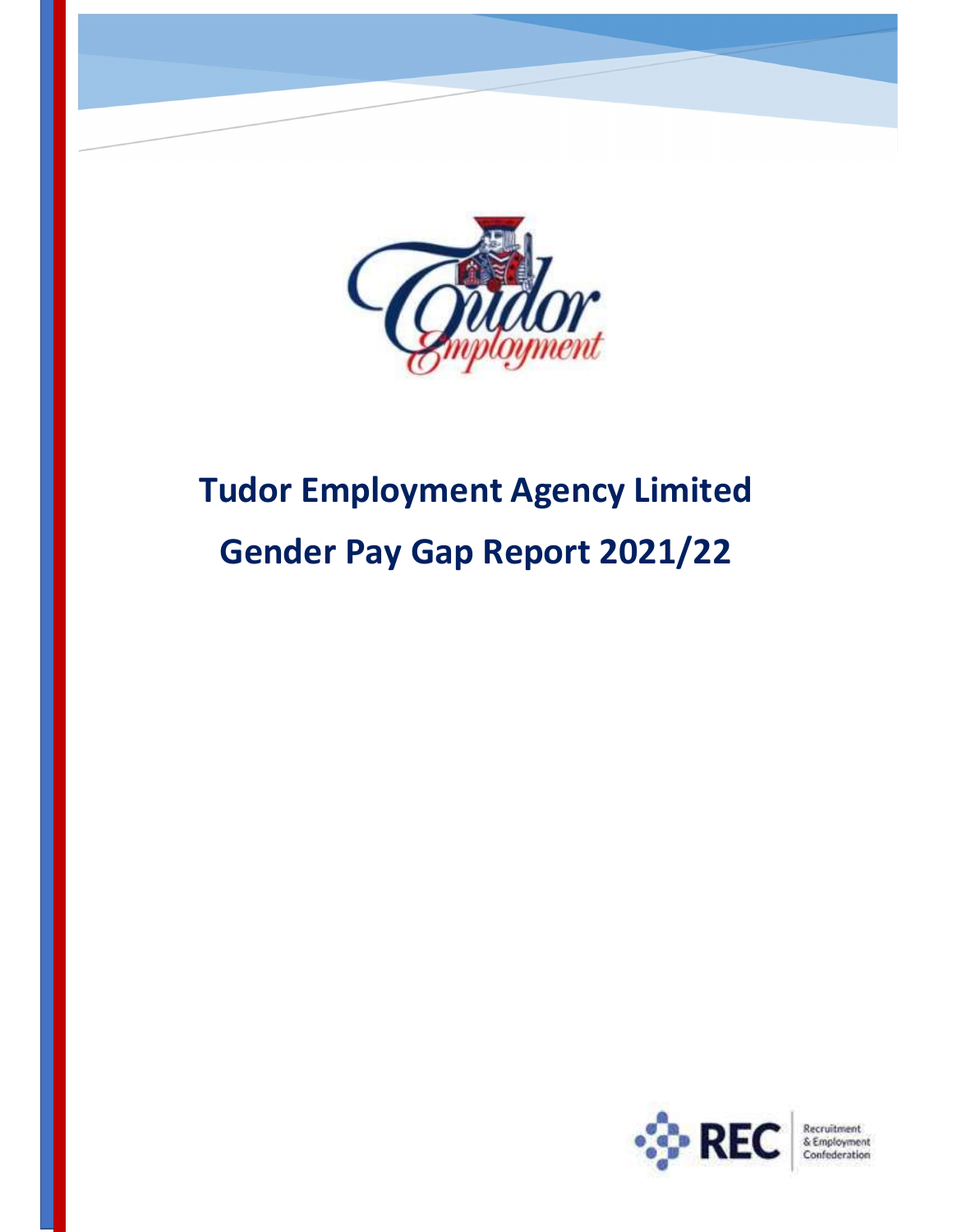# Tudor Employment Agency Limited

# Gender Pay Gap Report 2021/22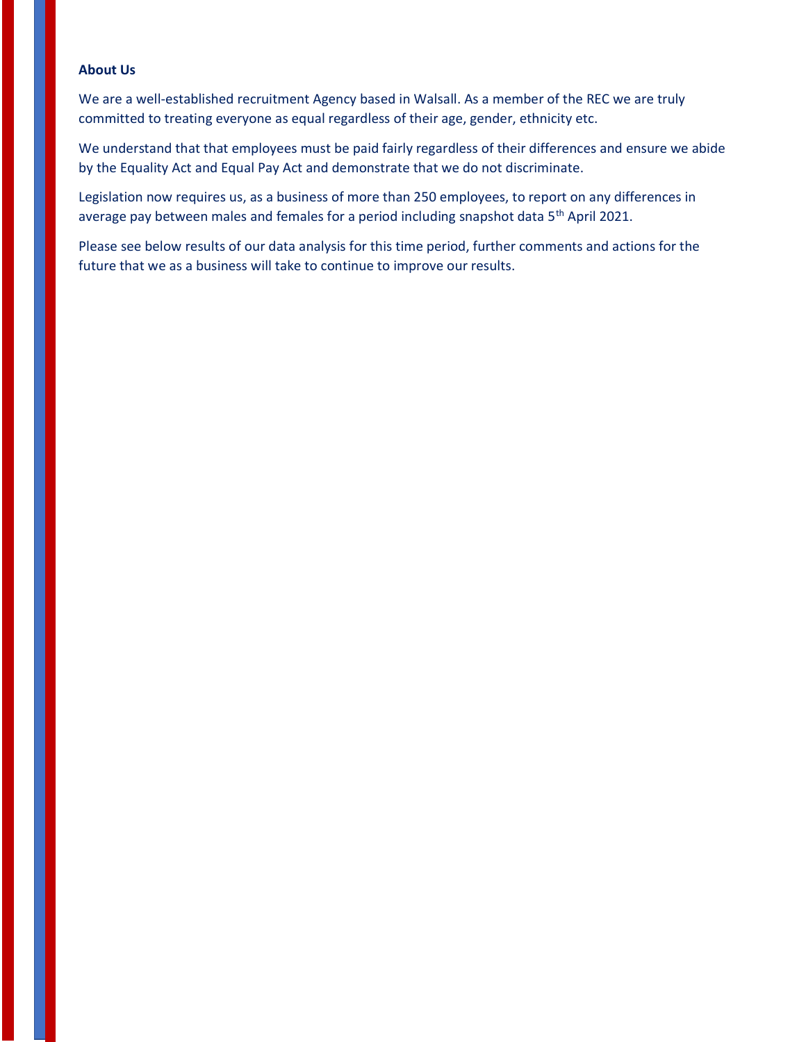**About Us**

We are a well-established recruitment Agency based in Walsall. As a member of the REC we are truly committed to treating everyone as equal regardless of their age, gender, ethnicity etc.

We understand that that employees must be paid fairly regardless of their differences and ensure we abide by the Equality Act and Equal Pay Act and demonstrate that we do not discriminate.

Legislation now requires us, as a business of more than 250 employees, to report on any differences in average pay between males and females for a period including snapshot data 5th April 2021.

Please see below results of our data analysis for this time period, further comments and actions for the future that we as a business will take to continue to improve our results.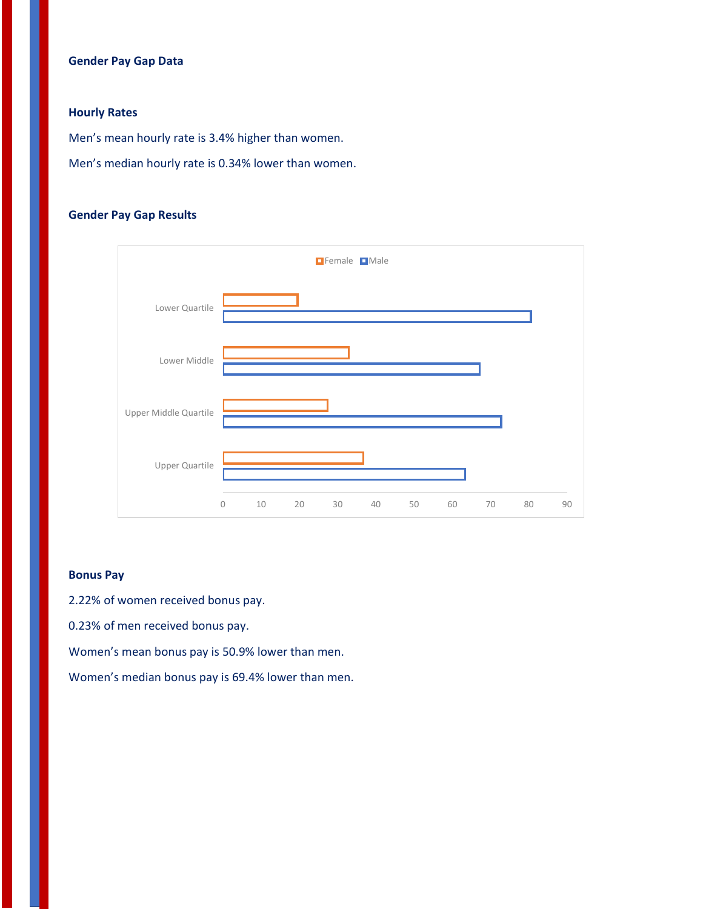## Gender Pay Gap Data

### Hourly Rates

Men’s mean hourly rate is 3.4% higher than women.

Men’s median hourly rate is 0.34% lower than women.

### Gender Pay Gap Results

### Bonus Pay

2.22% of women received bonus pay.

0.23% of men received bonus pay.

Women’s mean bonus pay is 50.9% lower than men.

Women’s median bonus pay is 69.4% lower than men.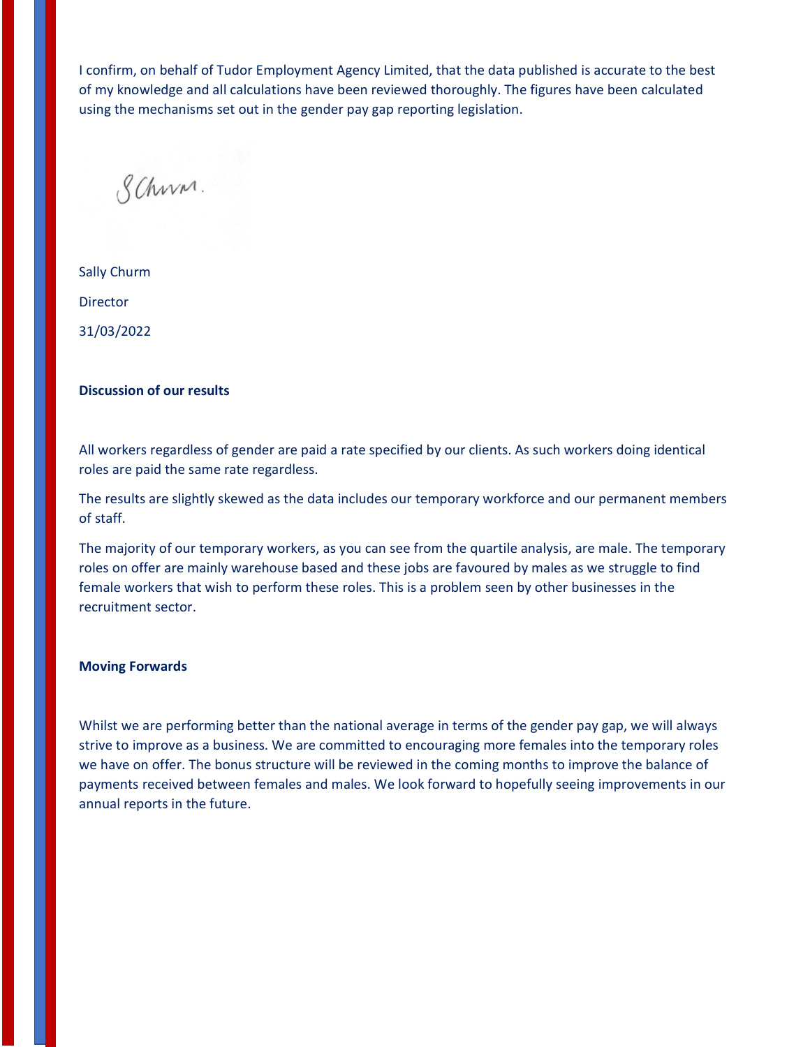I confirm, on behalf of Tudor Employment Agency Limited, that the data published is accurate to the best of my knowledge and all calculations have been reviewed thoroughly. The figures have been calculated using the mechanisms set out in the gender pay gap reporting legislation.

Sally Churm

Director

31/03/2022

**Discussion of our results**

All workers regardless of gender are paid a rate specified by our clients. As such workers doing identical roles are paid the same rate regardless.

The results are slightly skewed as the data includes our temporary workforce and our permanent members of staff.

The majority of our temporary workers, as you can see from the quartile analysis, are male. The temporary roles on offer are mainly warehouse based and these jobs are favoured by males as we struggle to find female workers that wish to perform these roles. This is a problem seen by other businesses in the recruitment sector.

**Moving Forwards**

Whilst we are performing better than the national average in terms of the gender pay gap, we will always strive to improve as a business. We are committed to encouraging more females into the temporary roles we have on offer. The bonus structure will be reviewed in the coming months to improve the balance of payments received between females and males. We look forward to hopefully seeing improvements in our annual reports in the future.